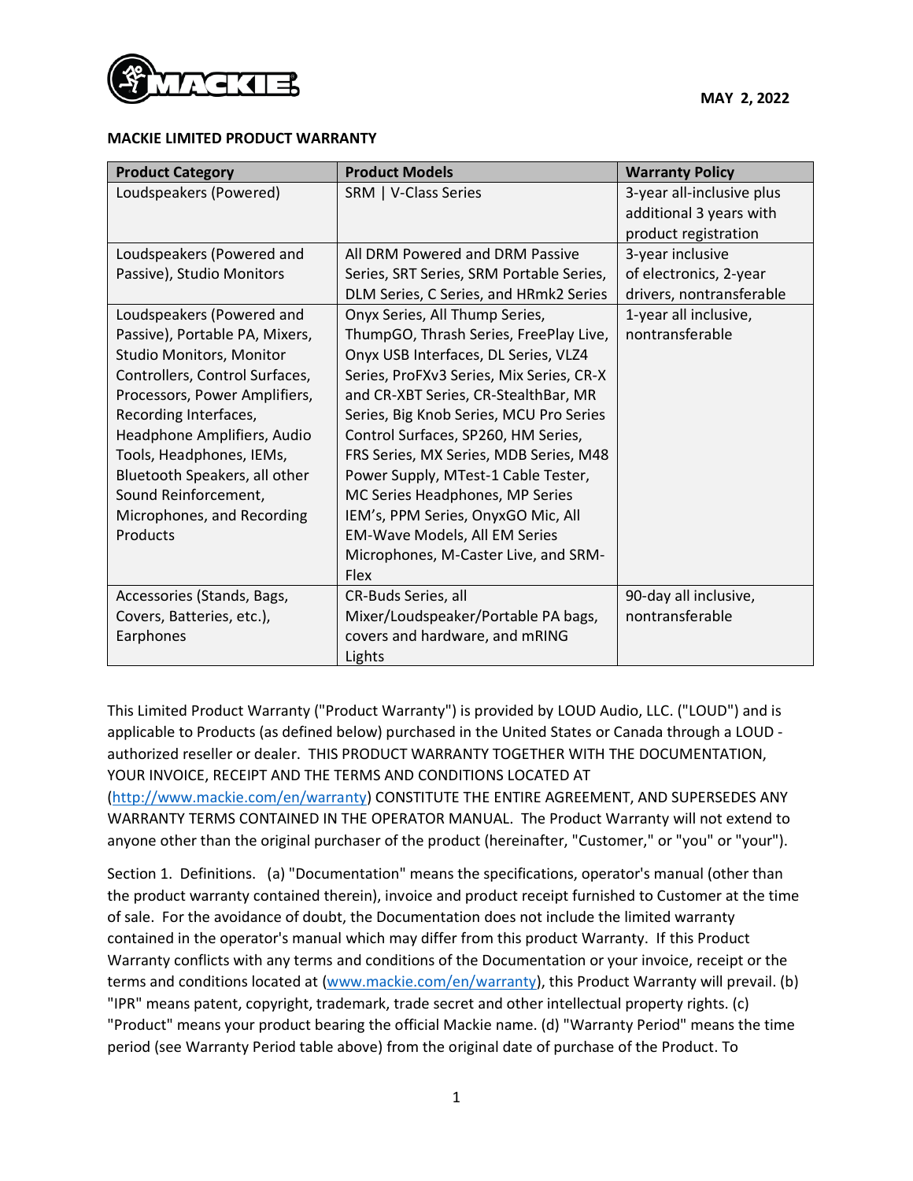MAY 2, 2022

**MACKIE LIMITED PRODUCT WARRANTY**

| Product Category | Product Models | Warranty Policy |
|---|---|---|
| Loudspeakers (Powered) | SRM \| V-Class Series | 3-year all-inclusive plus additional 3 years with product registration |
| Loudspeakers (Powered and Passive), Studio Monitors | All DRM Powered and DRM Passive Series, SRT Series, SRM Portable Series, DLM Series, C Series, and HRmk2 Series | 3-year inclusive of electronics, 2-year drivers, nontransferable |
| Loudspeakers (Powered and Passive), Portable PA, Mixers, Studio Monitors, Monitor Controllers, Control Surfaces, Processors, Power Amplifiers, Recording Interfaces, Headphone Amplifiers, Audio Tools, Headphones, IEMs, Bluetooth Speakers, all other Sound Reinforcement, Microphones, and Recording Products | Onyx Series, All Thump Series, ThumpGO, Thrash Series, FreePlay Live, Onyx USB Interfaces, DL Series, VLZ4 Series, ProFXv3 Series, Mix Series, CR-X and CR-XBT Series, CR-StealthBar, MR Series, Big Knob Series, MCU Pro Series Control Surfaces, SP260, HM Series, FRS Series, MX Series, MDB Series, M48 Power Supply, MTest-1 Cable Tester, MC Series Headphones, MP Series IEM's, PPM Series, OnyxGO Mic, All EM-Wave Models, All EM Series Microphones, M-Caster Live, and SRM-Flex | 1-year all inclusive, nontransferable |
| Accessories (Stands, Bags, Covers, Batteries, etc.), Earphones | CR-Buds Series, all Mixer/Loudspeaker/Portable PA bags, covers and hardware, and mRING Lights | 90-day all inclusive, nontransferable |

This Limited Product Warranty ("Product Warranty") is provided by LOUD Audio, LLC. ("LOUD") and is applicable to Products (as defined below) purchased in the United States or Canada through a LOUD - authorized reseller or dealer. THIS PRODUCT WARRANTY TOGETHER WITH THE DOCUMENTATION, YOUR INVOICE, RECEIPT AND THE TERMS AND CONDITIONS LOCATED AT (http://www.mackie.com/en/warranty) CONSTITUTE THE ENTIRE AGREEMENT, AND SUPERSEDES ANY WARRANTY TERMS CONTAINED IN THE OPERATOR MANUAL. The Product Warranty will not extend to anyone other than the original purchaser of the product (hereinafter, "Customer," or "you" or "your").

Section 1. Definitions. (a) "Documentation" means the specifications, operator's manual (other than the product warranty contained therein), invoice and product receipt furnished to Customer at the time of sale. For the avoidance of doubt, the Documentation does not include the limited warranty contained in the operator's manual which may differ from this product Warranty. If this Product Warranty conflicts with any terms and conditions of the Documentation or your invoice, receipt or the terms and conditions located at (www.mackie.com/en/warranty), this Product Warranty will prevail. (b) "IPR" means patent, copyright, trademark, trade secret and other intellectual property rights. (c) "Product" means your product bearing the official Mackie name. (d) "Warranty Period" means the time period (see Warranty Period table above) from the original date of purchase of the Product. To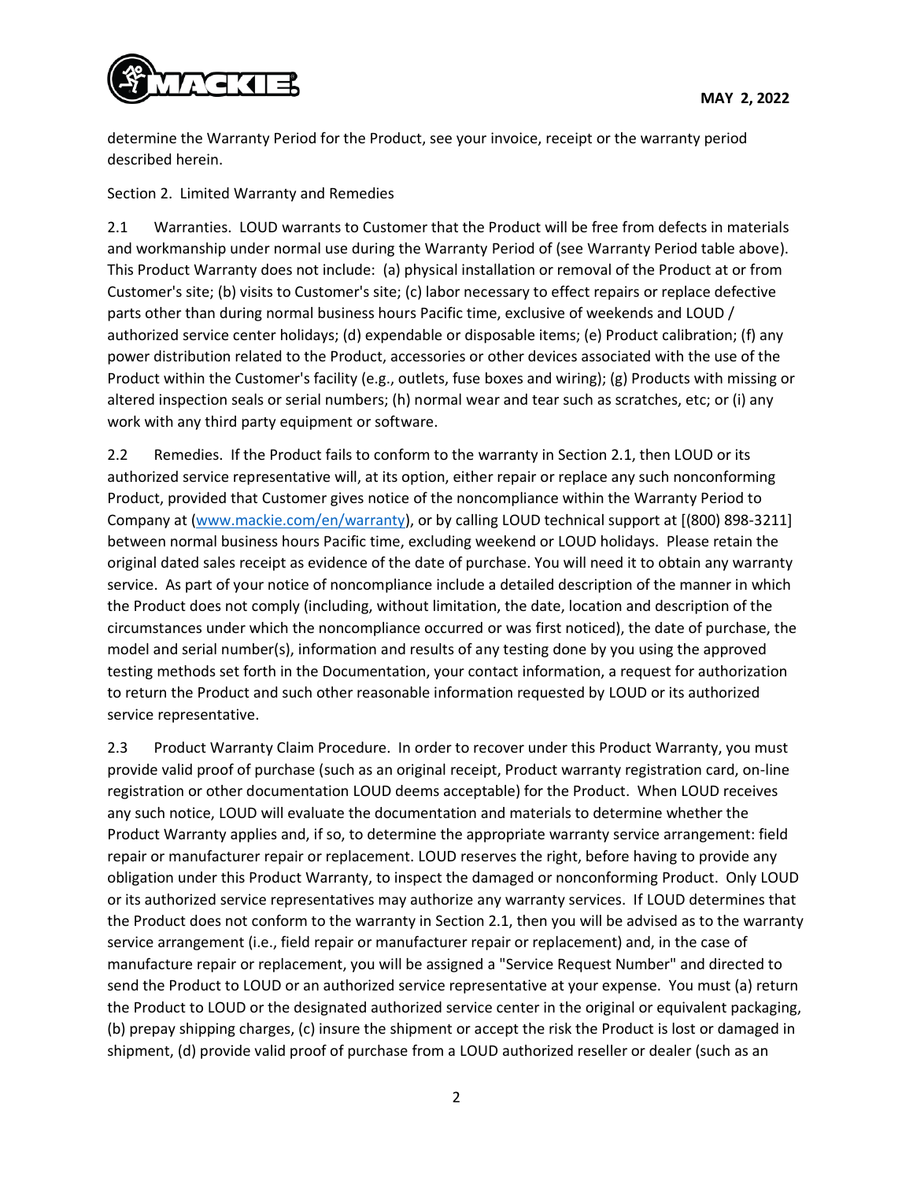determine the Warranty Period for the Product, see your invoice, receipt or the warranty period described herein.

Section 2. Limited Warranty and Remedies

2.1 Warranties. LOUD warrants to Customer that the Product will be free from defects in materials and workmanship under normal use during the Warranty Period of (see Warranty Period table above). This Product Warranty does not include: (a) physical installation or removal of the Product at or from Customer's site; (b) visits to Customer's site; (c) labor necessary to effect repairs or replace defective parts other than during normal business hours Pacific time, exclusive of weekends and LOUD / authorized service center holidays; (d) expendable or disposable items; (e) Product calibration; (f) any power distribution related to the Product, accessories or other devices associated with the use of the Product within the Customer's facility (e.g., outlets, fuse boxes and wiring); (g) Products with missing or altered inspection seals or serial numbers; (h) normal wear and tear such as scratches, etc; or (i) any work with any third party equipment or software.

2.2 Remedies. If the Product fails to conform to the warranty in Section 2.1, then LOUD or its authorized service representative will, at its option, either repair or replace any such nonconforming Product, provided that Customer gives notice of the noncompliance within the Warranty Period to Company at (www.mackie.com/en/warranty), or by calling LOUD technical support at [(800) 898-3211] between normal business hours Pacific time, excluding weekend or LOUD holidays. Please retain the original dated sales receipt as evidence of the date of purchase. You will need it to obtain any warranty service. As part of your notice of noncompliance include a detailed description of the manner in which the Product does not comply (including, without limitation, the date, location and description of the circumstances under which the noncompliance occurred or was first noticed), the date of purchase, the model and serial number(s), information and results of any testing done by you using the approved testing methods set forth in the Documentation, your contact information, a request for authorization to return the Product and such other reasonable information requested by LOUD or its authorized service representative.

2.3 Product Warranty Claim Procedure. In order to recover under this Product Warranty, you must provide valid proof of purchase (such as an original receipt, Product warranty registration card, on-line registration or other documentation LOUD deems acceptable) for the Product. When LOUD receives any such notice, LOUD will evaluate the documentation and materials to determine whether the Product Warranty applies and, if so, to determine the appropriate warranty service arrangement: field repair or manufacturer repair or replacement. LOUD reserves the right, before having to provide any obligation under this Product Warranty, to inspect the damaged or nonconforming Product. Only LOUD or its authorized service representatives may authorize any warranty services. If LOUD determines that the Product does not conform to the warranty in Section 2.1, then you will be advised as to the warranty service arrangement (i.e., field repair or manufacturer repair or replacement) and, in the case of manufacture repair or replacement, you will be assigned a "Service Request Number" and directed to send the Product to LOUD or an authorized service representative at your expense. You must (a) return the Product to LOUD or the designated authorized service center in the original or equivalent packaging, (b) prepay shipping charges, (c) insure the shipment or accept the risk the Product is lost or damaged in shipment, (d) provide valid proof of purchase from a LOUD authorized reseller or dealer (such as an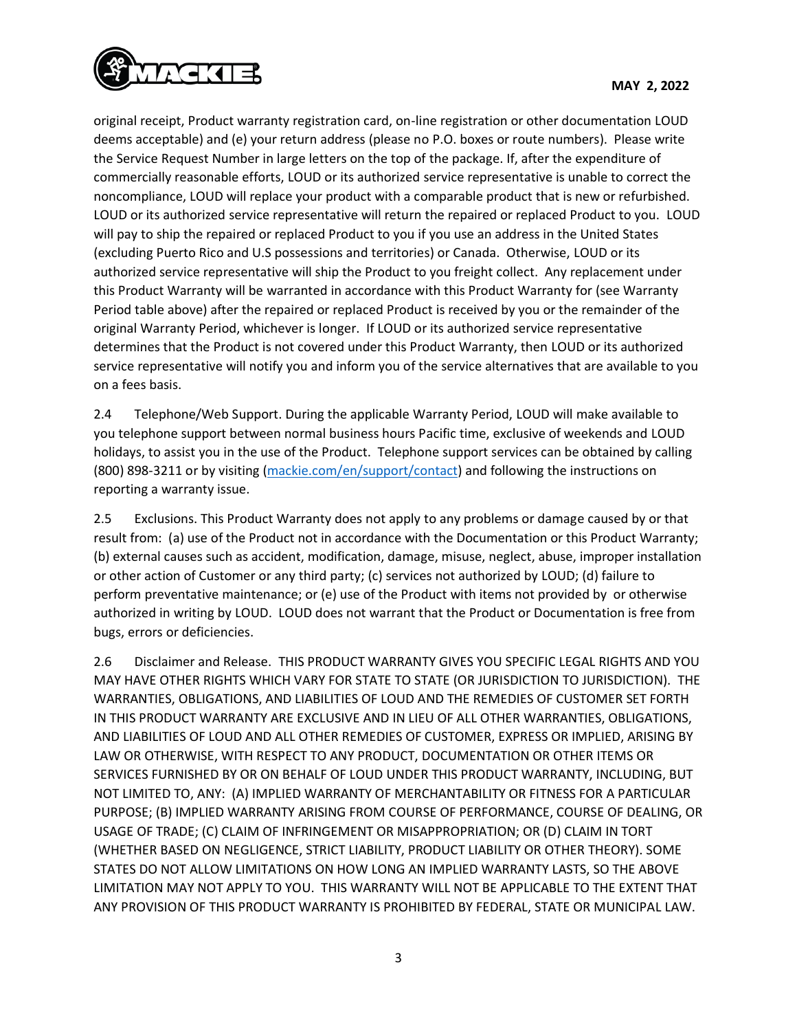original receipt, Product warranty registration card, on-line registration or other documentation LOUD deems acceptable) and (e) your return address (please no P.O. boxes or route numbers). Please write the Service Request Number in large letters on the top of the package. If, after the expenditure of commercially reasonable efforts, LOUD or its authorized service representative is unable to correct the noncompliance, LOUD will replace your product with a comparable product that is new or refurbished. LOUD or its authorized service representative will return the repaired or replaced Product to you. LOUD will pay to ship the repaired or replaced Product to you if you use an address in the United States (excluding Puerto Rico and U.S possessions and territories) or Canada. Otherwise, LOUD or its authorized service representative will ship the Product to you freight collect. Any replacement under this Product Warranty will be warranted in accordance with this Product Warranty for (see Warranty Period table above) after the repaired or replaced Product is received by you or the remainder of the original Warranty Period, whichever is longer. If LOUD or its authorized service representative determines that the Product is not covered under this Product Warranty, then LOUD or its authorized service representative will notify you and inform you of the service alternatives that are available to you on a fees basis.

2.4 Telephone/Web Support. During the applicable Warranty Period, LOUD will make available to you telephone support between normal business hours Pacific time, exclusive of weekends and LOUD holidays, to assist you in the use of the Product. Telephone support services can be obtained by calling (800) 898-3211 or by visiting (mackie.com/en/support/contact) and following the instructions on reporting a warranty issue.

2.5 Exclusions. This Product Warranty does not apply to any problems or damage caused by or that result from: (a) use of the Product not in accordance with the Documentation or this Product Warranty; (b) external causes such as accident, modification, damage, misuse, neglect, abuse, improper installation or other action of Customer or any third party; (c) services not authorized by LOUD; (d) failure to perform preventative maintenance; or (e) use of the Product with items not provided by or otherwise authorized in writing by LOUD. LOUD does not warrant that the Product or Documentation is free from bugs, errors or deficiencies.

2.6 Disclaimer and Release. THIS PRODUCT WARRANTY GIVES YOU SPECIFIC LEGAL RIGHTS AND YOU MAY HAVE OTHER RIGHTS WHICH VARY FOR STATE TO STATE (OR JURISDICTION TO JURISDICTION). THE WARRANTIES, OBLIGATIONS, AND LIABILITIES OF LOUD AND THE REMEDIES OF CUSTOMER SET FORTH IN THIS PRODUCT WARRANTY ARE EXCLUSIVE AND IN LIEU OF ALL OTHER WARRANTIES, OBLIGATIONS, AND LIABILITIES OF LOUD AND ALL OTHER REMEDIES OF CUSTOMER, EXPRESS OR IMPLIED, ARISING BY LAW OR OTHERWISE, WITH RESPECT TO ANY PRODUCT, DOCUMENTATION OR OTHER ITEMS OR SERVICES FURNISHED BY OR ON BEHALF OF LOUD UNDER THIS PRODUCT WARRANTY, INCLUDING, BUT NOT LIMITED TO, ANY: (A) IMPLIED WARRANTY OF MERCHANTABILITY OR FITNESS FOR A PARTICULAR PURPOSE; (B) IMPLIED WARRANTY ARISING FROM COURSE OF PERFORMANCE, COURSE OF DEALING, OR USAGE OF TRADE; (C) CLAIM OF INFRINGEMENT OR MISAPPROPRIATION; OR (D) CLAIM IN TORT (WHETHER BASED ON NEGLIGENCE, STRICT LIABILITY, PRODUCT LIABILITY OR OTHER THEORY). SOME STATES DO NOT ALLOW LIMITATIONS ON HOW LONG AN IMPLIED WARRANTY LASTS, SO THE ABOVE LIMITATION MAY NOT APPLY TO YOU. THIS WARRANTY WILL NOT BE APPLICABLE TO THE EXTENT THAT ANY PROVISION OF THIS PRODUCT WARRANTY IS PROHIBITED BY FEDERAL, STATE OR MUNICIPAL LAW.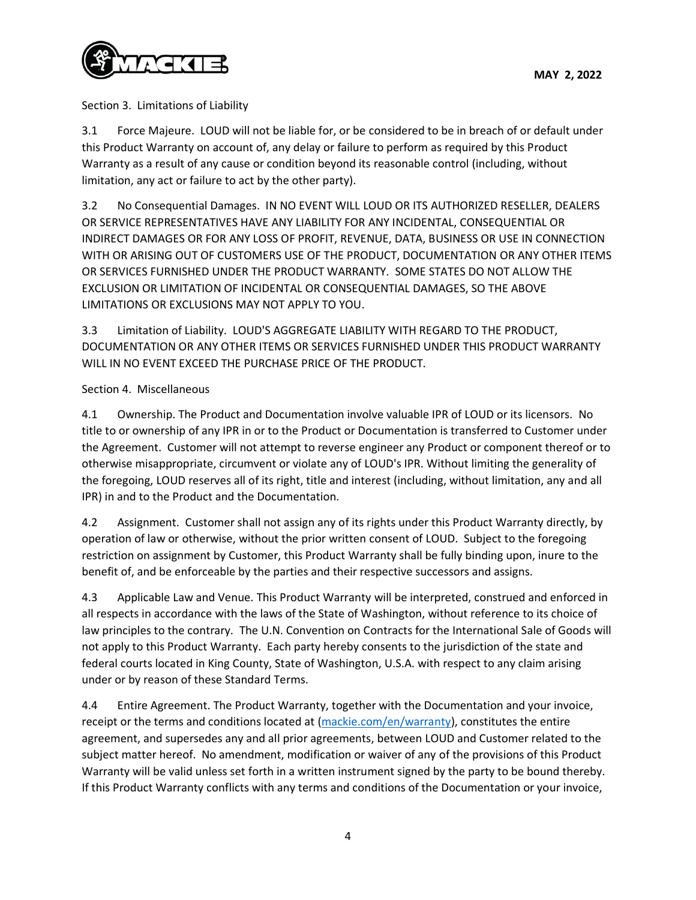Section 3. Limitations of Liability

3.1 Force Majeure. LOUD will not be liable for, or be considered to be in breach of or default under this Product Warranty on account of, any delay or failure to perform as required by this Product Warranty as a result of any cause or condition beyond its reasonable control (including, without limitation, any act or failure to act by the other party).

3.2 No Consequential Damages. IN NO EVENT WILL LOUD OR ITS AUTHORIZED RESELLER, DEALERS OR SERVICE REPRESENTATIVES HAVE ANY LIABILITY FOR ANY INCIDENTAL, CONSEQUENTIAL OR INDIRECT DAMAGES OR FOR ANY LOSS OF PROFIT, REVENUE, DATA, BUSINESS OR USE IN CONNECTION WITH OR ARISING OUT OF CUSTOMERS USE OF THE PRODUCT, DOCUMENTATION OR ANY OTHER ITEMS OR SERVICES FURNISHED UNDER THE PRODUCT WARRANTY. SOME STATES DO NOT ALLOW THE EXCLUSION OR LIMITATION OF INCIDENTAL OR CONSEQUENTIAL DAMAGES, SO THE ABOVE LIMITATIONS OR EXCLUSIONS MAY NOT APPLY TO YOU.

3.3 Limitation of Liability. LOUD'S AGGREGATE LIABILITY WITH REGARD TO THE PRODUCT, DOCUMENTATION OR ANY OTHER ITEMS OR SERVICES FURNISHED UNDER THIS PRODUCT WARRANTY WILL IN NO EVENT EXCEED THE PURCHASE PRICE OF THE PRODUCT.

Section 4. Miscellaneous

4.1 Ownership. The Product and Documentation involve valuable IPR of LOUD or its licensors. No title to or ownership of any IPR in or to the Product or Documentation is transferred to Customer under the Agreement. Customer will not attempt to reverse engineer any Product or component thereof or to otherwise misappropriate, circumvent or violate any of LOUD's IPR. Without limiting the generality of the foregoing, LOUD reserves all of its right, title and interest (including, without limitation, any and all IPR) in and to the Product and the Documentation.

4.2 Assignment. Customer shall not assign any of its rights under this Product Warranty directly, by operation of law or otherwise, without the prior written consent of LOUD. Subject to the foregoing restriction on assignment by Customer, this Product Warranty shall be fully binding upon, inure to the benefit of, and be enforceable by the parties and their respective successors and assigns.

4.3 Applicable Law and Venue. This Product Warranty will be interpreted, construed and enforced in all respects in accordance with the laws of the State of Washington, without reference to its choice of law principles to the contrary. The U.N. Convention on Contracts for the International Sale of Goods will not apply to this Product Warranty. Each party hereby consents to the jurisdiction of the state and federal courts located in King County, State of Washington, U.S.A. with respect to any claim arising under or by reason of these Standard Terms.

4.4 Entire Agreement. The Product Warranty, together with the Documentation and your invoice, receipt or the terms and conditions located at (mackie.com/en/warranty), constitutes the entire agreement, and supersedes any and all prior agreements, between LOUD and Customer related to the subject matter hereof. No amendment, modification or waiver of any of the provisions of this Product Warranty will be valid unless set forth in a written instrument signed by the party to be bound thereby. If this Product Warranty conflicts with any terms and conditions of the Documentation or your invoice,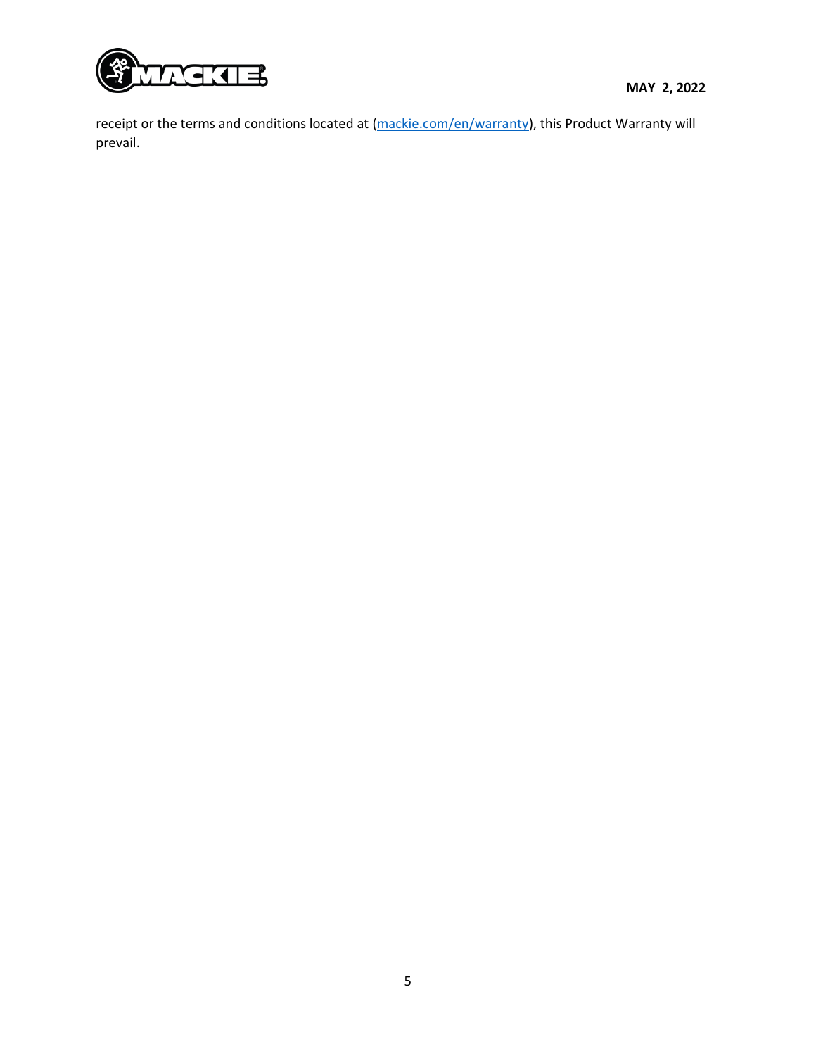receipt or the terms and conditions located at ([mackie.com/en/warranty](mackie.com/en/warranty)), this Product Warranty will prevail.